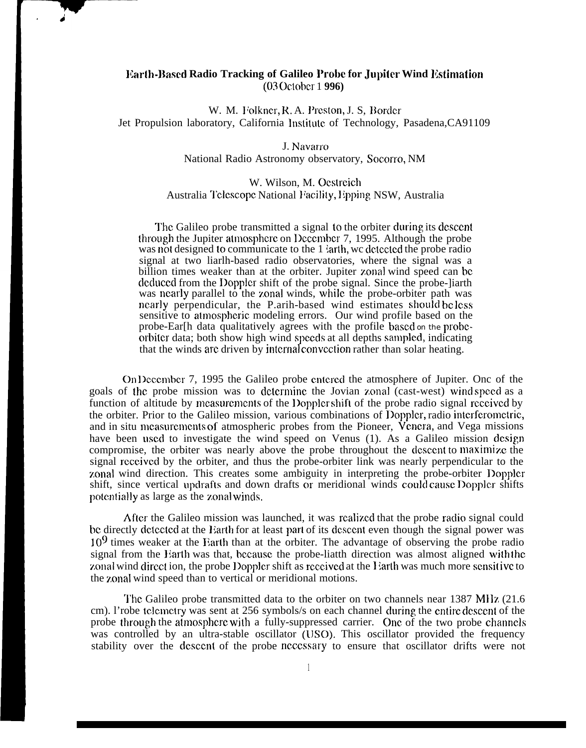# Earth-Based Radio Tracking of Galileo Probe for Jupiter Wind Estimation

(03 October 1996)

W. M. Folkner, R. A. Preston, J. S. Border
Jet Propulsion laboratory, California Institute of Technology, Pasadena, CA 91109

J. Navarro
National Radio Astronomy observatory, Socorro, NM

W. Wilson, M. Oestreich
Australia Telescope National Facility, Epping NSW, Australia

The Galileo probe transmitted a signal to the orbiter during its descent through the Jupiter atmosphere on December 7, 1995. Although the probe was not designed to communicate to the Earth, we detected the probe radio signal at two Earth-based radio observatories, where the signal was a billion times weaker than at the orbiter. Jupiter zonal wind speed can be deduced from the Doppler shift of the probe signal. Since the probe-Earth was nearly parallel to the zonal winds, while the probe-orbiter path was nearly perpendicular, the Earth-based wind estimates should be less sensitive to atmospheric modeling errors. Our wind profile based on the probe-Earth data qualitatively agrees with the profile based on the probe-orbiter data; both show high wind speeds at all depths sampled, indicating that the winds are driven by internal convection rather than solar heating.

On December 7, 1995 the Galileo probe entered the atmosphere of Jupiter. One of the goals of the probe mission was to determine the Jovian zonal (east-west) wind speed as a function of altitude by measurements of the Doppler shift of the probe radio signal received by the orbiter. Prior to the Galileo mission, various combinations of Doppler, radio interferometric, and in situ measurements of atmospheric probes from the Pioneer, Venera, and Vega missions have been used to investigate the wind speed on Venus (1). As a Galileo mission design compromise, the orbiter was nearly above the probe throughout the descent to maximize the signal received by the orbiter, and thus the probe-orbiter link was nearly perpendicular to the zonal wind direction. This creates some ambiguity in interpreting the probe-orbiter Doppler shift, since vertical updrafts and down drafts or meridional winds could cause Doppler shifts potentially as large as the zonal winds.

After the Galileo mission was launched, it was realized that the probe radio signal could be directly detected at the Earth for at least part of its descent even though the signal power was $10^9$ times weaker at the Earth than at the orbiter. The advantage of observing the probe radio signal from the Earth was that, because the probe-Earth direction was almost aligned with the zonal wind direction, the probe Doppler shift as received at the Earth was much more sensitive to the zonal wind speed than to vertical or meridional motions.

The Galileo probe transmitted data to the orbiter on two channels near 1387 MHz (21.6 cm). Probe telemetry was sent at 256 symbols/s on each channel during the entire descent of the probe through the atmosphere with a fully-suppressed carrier. One of the two probe channels was controlled by an ultra-stable oscillator (USO). This oscillator provided the frequency stability over the descent of the probe necessary to ensure that oscillator drifts were not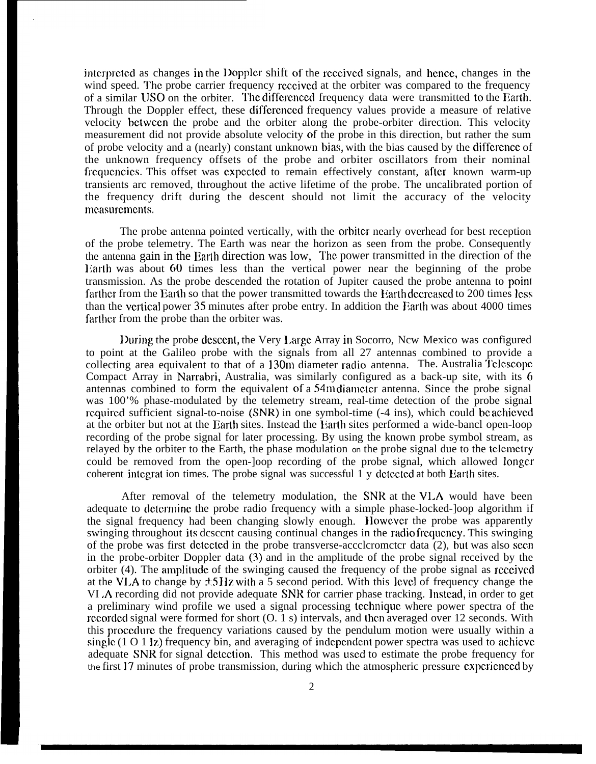interpreted as changes in the Doppler shift of the received signals, and hence, changes in the wind speed. The probe carrier frequency received at the orbiter was compared to the frequency of a similar USO on the orbiter. The differenced frequency data were transmitted to the Earth. Through the Doppler effect, these differenced frequency values provide a measure of relative velocity between the probe and the orbiter along the probe-orbiter direction. This velocity measurement did not provide absolute velocity of the probe in this direction, but rather the sum of probe velocity and a (nearly) constant unknown bias, with the bias caused by the difference of the unknown frequency offsets of the probe and orbiter oscillators from their nominal frequencies. This offset was expected to remain effectively constant, after known warm-up transients are removed, throughout the active lifetime of the probe. The uncalibrated portion of the frequency drift during the descent should not limit the accuracy of the velocity measurements.

The probe antenna pointed vertically, with the orbiter nearly overhead for best reception of the probe telemetry. The Earth was near the horizon as seen from the probe. Consequently the antenna gain in the Earth direction was low, The power transmitted in the direction of the Earth was about 60 times less than the vertical power near the beginning of the probe transmission. As the probe descended the rotation of Jupiter caused the probe antenna to point farther from the Earth so that the power transmitted towards the Earth decreased to 200 times less than the vertical power 35 minutes after probe entry. In addition the Earth was about 4000 times farther from the probe than the orbiter was.

During the probe descent, the Very Large Array in Socorro, New Mexico was configured to point at the Galileo probe with the signals from all 27 antennas combined to provide a collecting area equivalent to that of a 130m diameter radio antenna. The. Australia Telescope Compact Array in Narrabri, Australia, was similarly configured as a back-up site, with its 6 antennas combined to form the equivalent of a 54m diameter antenna. Since the probe signal was 100'% phase-modulated by the telemetry stream, real-time detection of the probe signal required sufficient signal-to-noise (SNR) in one symbol-time (-4 ins), which could be achieved at the orbiter but not at the Earth sites. Instead the Earth sites performed a wide-band open-loop recording of the probe signal for later processing. By using the known probe symbol stream, as relayed by the orbiter to the Earth, the phase modulation on the probe signal due to the telemetry could be removed from the open-loop recording of the probe signal, which allowed longer coherent integration times. The probe signal was successful 1 y detected at both Earth sites.

After removal of the telemetry modulation, the SNR at the VLA would have been adequate to determine the probe radio frequency with a simple phase-locked-loop algorithm if the signal frequency had been changing slowly enough. However the probe was apparently swinging throughout its descent causing continual changes in the radio frequency. This swinging of the probe was first detected in the probe transverse-accelerometer data (2), but was also seen in the probe-orbiter Doppler data (3) and in the amplitude of the probe signal received by the orbiter (4). The amplitude of the swinging caused the frequency of the probe signal as received at the VLA to change by $\pm 5$ Hz with a 5 second period. With this level of frequency change the VLA recording did not provide adequate SNR for carrier phase tracking. Instead, in order to get a preliminary wind profile we used a signal processing technique where power spectra of the recorded signal were formed for short (0. 1 s) intervals, and then averaged over 12 seconds. With this procedure the frequency variations caused by the pendulum motion were usually within a single (1 0 Hz) frequency bin, and averaging of independent power spectra was used to achieve adequate SNR for signal detection. This method was used to estimate the probe frequency for the first 17 minutes of probe transmission, during which the atmospheric pressure experienced by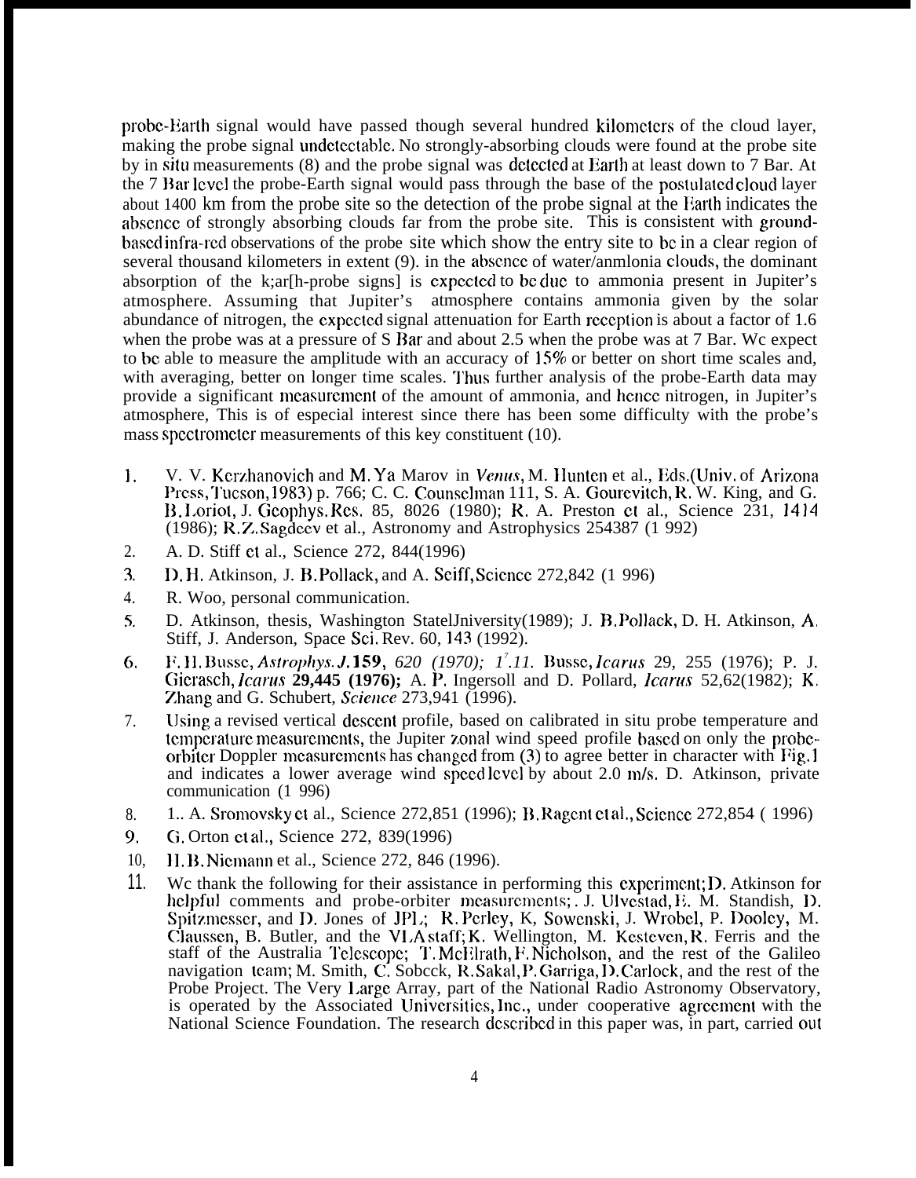probe-Earth signal would have passed though several hundred kilometers of the cloud layer, making the probe signal undetectable. No strongly-absorbing clouds were found at the probe site by in situ measurements (8) and the probe signal was detected at Earth at least down to 7 Bar. At the 7 Bar level the probe-Earth signal would pass through the base of the postulated cloud layer about 1400 km from the probe site so the detection of the probe signal at the Earth indicates the absence of strongly absorbing clouds far from the probe site. This is consistent with ground-based infra-red observations of the probe site which show the entry site to be in a clear region of several thousand kilometers in extent (9). in the absence of water/anmlonia clouds, the dominant absorption of the k;ar[h-probe signs] is expected to be due to ammonia present in Jupiter's atmosphere. Assuming that Jupiter's atmosphere contains ammonia given by the solar abundance of nitrogen, the expected signal attenuation for Earth reception is about a factor of 1.6 when the probe was at a pressure of S Bar and about 2.5 when the probe was at 7 Bar. We expect to be able to measure the amplitude with an accuracy of 15% or better on short time scales and, with averaging, better on longer time scales. Thus further analysis of the probe-Earth data may provide a significant measurement of the amount of ammonia, and hence nitrogen, in Jupiter's atmosphere, This is of especial interest since there has been some difficulty with the probe's mass spectrometer measurements of this key constituent (10).

1. V. V. Kerzhanovich and M. Ya Marov in *Venus*, M. Hunten et al., Eds.(Univ. of Arizona Press, Tucson, 1983) p. 766; C. C. Counselman 111, S. A. Gourevitch, R. W. King, and G. B. Loriot, J. Geophys. Res. 85, 8026 (1980); R. A. Preston et al., Science 231, 1414 (1986); R. Z. Sagdeev et al., Astronomy and Astrophysics 254387 (1 992)
2. A. D. Stiff et al., Science 272, 844(1996)
3. D. H. Atkinson, J. B. Pollack, and A. Seiff, Science 272,842 (1 996)
4. R. Woo, personal communication.
5. D. Atkinson, thesis, Washington StateIJniversity(1989); J. B. Pollack, D. H. Atkinson, A. Stiff, J. Anderson, Space Sci. Rev. 60, 143 (1992).
6. F. H. Busse, *Astrophys. J.* **159**, *620 (1970); 1'.11.* Busse, *Icarus* 29, 255 (1976); P. J. Gierasch, *Icarus* **29,445 (1976);** A. P. Ingersoll and D. Pollard, *Icarus* 52,62(1982); K. Zhang and G. Schubert, *Science* 273,941 (1996).
7. Using a revised vertical descent profile, based on calibrated in situ probe temperature and temperature measurements, the Jupiter zonal wind speed profile based on only the probe-orbiter Doppler measurements has changed from (3) to agree better in character with Fig. 1 and indicates a lower average wind speed level by about 2.0 m/s. D. Atkinson, private communication (1 996)
8. 1.. A. Sromovsky et al., Science 272,851 (1996); B. Ragent et al., Science 272,854 ( 1996)
9. G. Orton et al., Science 272, 839(1996)
10. H. B. Niemann et al., Science 272, 846 (1996).
11. We thank the following for their assistance in performing this experiment; D. Atkinson for helpful comments and probe-orbiter measurements;. J. Ulvestad, E. M. Standish, D. Spitzmesser, and D. Jones of JPL; R. Perley, K, Sowenski, J. Wrobel, P. Dooley, M. Claussen, B. Butler, and the VLA staff; K. Wellington, M. Kesteven, R. Ferris and the staff of the Australia Telescope; T. McElrath, F. Nicholson, and the rest of the Galileo navigation team; M. Smith, C. Sobeck, R. Sakal, P. Garriga, D. Carlock, and the rest of the Probe Project. The Very Large Array, part of the National Radio Astronomy Observatory, is operated by the Associated Universities, Inc., under cooperative agreement with the National Science Foundation. The research described in this paper was, in part, carried out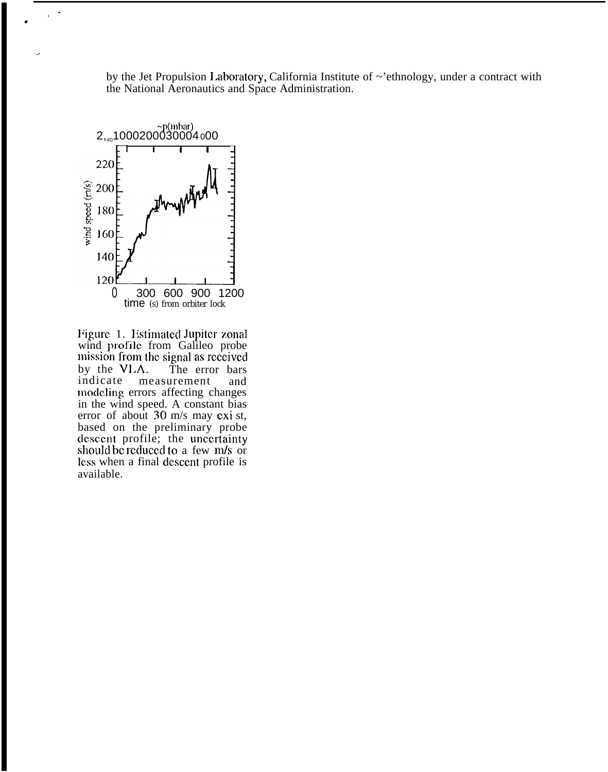by the Jet Propulsion Laboratory, California Institute of Technology, under a contract with the National Aeronautics and Space Administration.

~p(mbar)

2,40 1000 2000 3000 4000

220

200

180

160

140

120

wind speed (m/s)

0 300 600 900 1200

time (s) from orbiter lock

Figure 1. Estimated Jupiter zonal wind profile from Galileo probe mission from the signal as received by the VLA. The error bars indicate measurement and modeling errors affecting changes in the wind speed. A constant bias error of about 30 m/s may exist, based on the preliminary probe descent profile; the uncertainty should be reduced to a few m/s or less when a final descent profile is available.